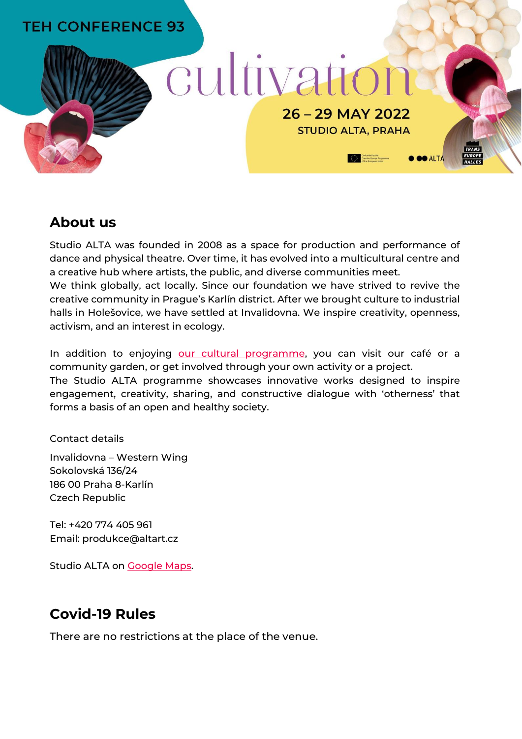TEH CONFERENCE 93

# cultivation

26 – 29 MAY 2022

STUDIO ALTA, PRAHA

## About us

Studio ALTA was founded in 2008 as a space for production and performance of dance and physical theatre. Over time, it has evolved into a multicultural centre and a creative hub where artists, the public, and diverse communities meet.
We think globally, act locally. Since our foundation we have strived to revive the creative community in Prague's Karlín district. After we brought culture to industrial halls in Holešovice, we have settled at Invalidovna. We inspire creativity, openness, activism, and an interest in ecology.

In addition to enjoying our cultural programme, you can visit our café or a community garden, or get involved through your own activity or a project.
The Studio ALTA programme showcases innovative works designed to inspire engagement, creativity, sharing, and constructive dialogue with 'otherness' that forms a basis of an open and healthy society.

Contact details

Invalidovna – Western Wing
Sokolovská 136/24
186 00 Praha 8-Karlín
Czech Republic

Tel: +420 774 405 961
Email: produkce@altart.cz

Studio ALTA on Google Maps.

## Covid-19 Rules

There are no restrictions at the place of the venue.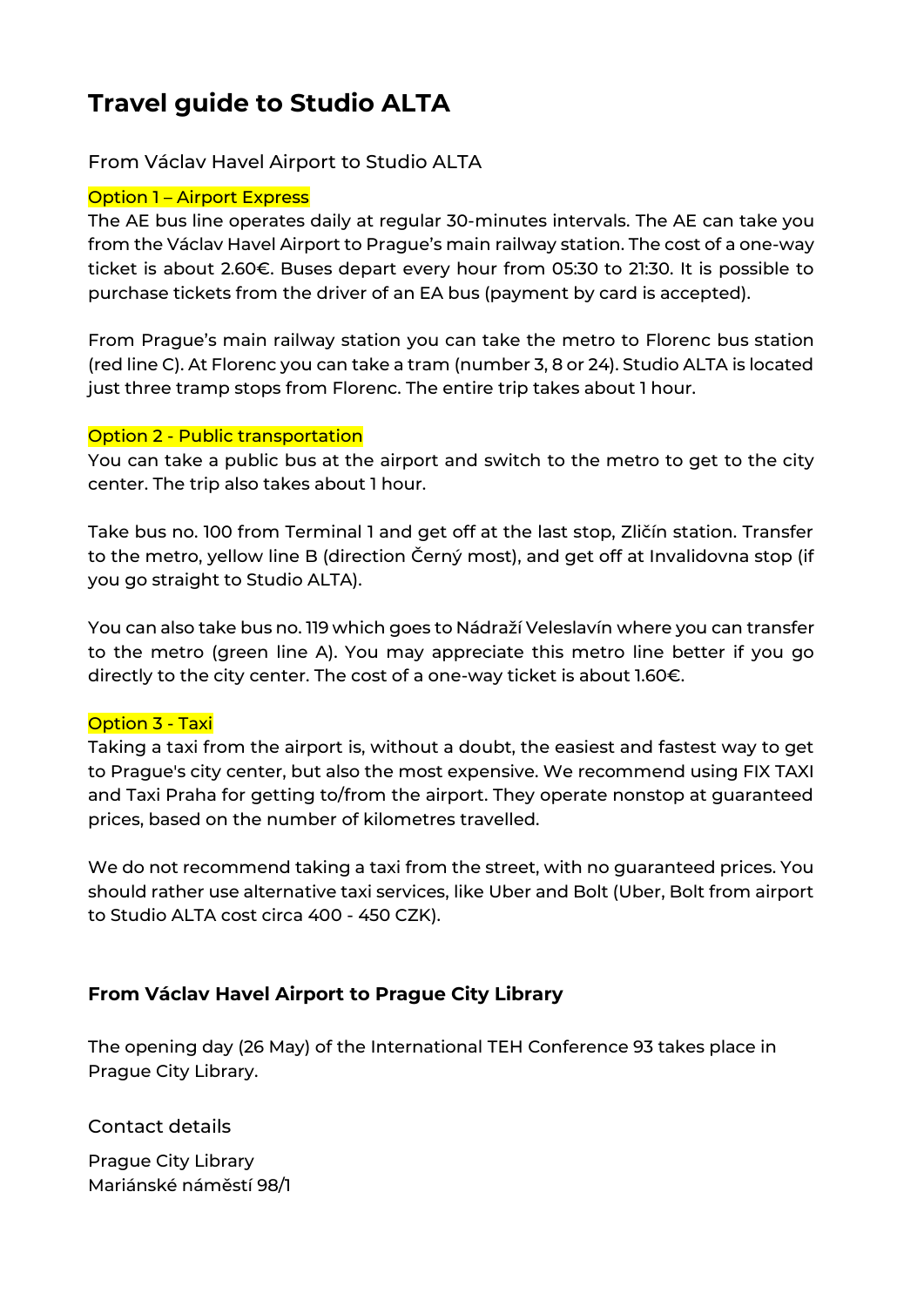# Travel guide to Studio ALTA

From Václav Havel Airport to Studio ALTA

Option 1 – Airport Express

The AE bus line operates daily at regular 30-minutes intervals. The AE can take you from the Václav Havel Airport to Prague's main railway station. The cost of a one-way ticket is about 2.60€. Buses depart every hour from 05:30 to 21:30. It is possible to purchase tickets from the driver of an EA bus (payment by card is accepted).

From Prague's main railway station you can take the metro to Florenc bus station (red line C). At Florenc you can take a tram (number 3, 8 or 24). Studio ALTA is located just three tramp stops from Florenc. The entire trip takes about 1 hour.

Option 2 - Public transportation

You can take a public bus at the airport and switch to the metro to get to the city center. The trip also takes about 1 hour.

Take bus no. 100 from Terminal 1 and get off at the last stop, Zličín station. Transfer to the metro, yellow line B (direction Černý most), and get off at Invalidovna stop (if you go straight to Studio ALTA).

You can also take bus no. 119 which goes to Nádraží Veleslavín where you can transfer to the metro (green line A). You may appreciate this metro line better if you go directly to the city center. The cost of a one-way ticket is about 1.60€.

Option 3 - Taxi

Taking a taxi from the airport is, without a doubt, the easiest and fastest way to get to Prague's city center, but also the most expensive. We recommend using FIX TAXI and Taxi Praha for getting to/from the airport. They operate nonstop at guaranteed prices, based on the number of kilometres travelled.

We do not recommend taking a taxi from the street, with no guaranteed prices. You should rather use alternative taxi services, like Uber and Bolt (Uber, Bolt from airport to Studio ALTA cost circa 400 - 450 CZK).

## From Václav Havel Airport to Prague City Library

The opening day (26 May) of the International TEH Conference 93 takes place in Prague City Library.

Contact details

Prague City Library
Mariánské náměstí 98/1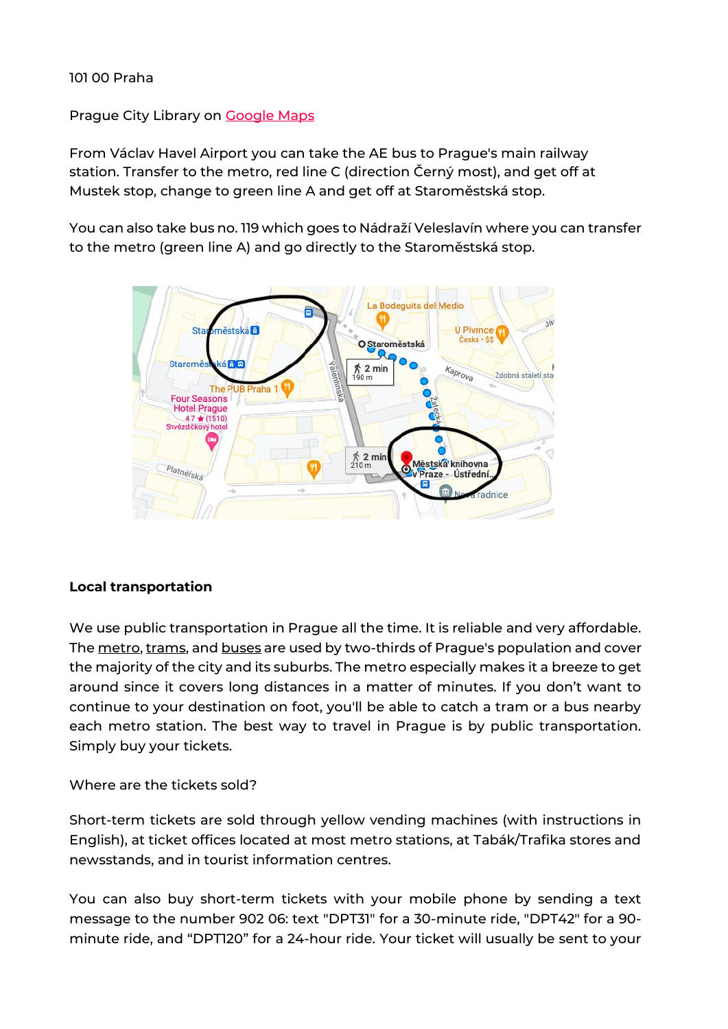101 00 Praha

Prague City Library on Google Maps

From Václav Havel Airport you can take the AE bus to Prague's main railway station. Transfer to the metro, red line C (direction Černý most), and get off at Mustek stop, change to green line A and get off at Staroměstská stop.

You can also take bus no. 119 which goes to Nádraží Veleslavín where you can transfer to the metro (green line A) and go directly to the Staroměstská stop.

**Local transportation**

We use public transportation in Prague all the time. It is reliable and very affordable. The metro, trams, and buses are used by two-thirds of Prague's population and cover the majority of the city and its suburbs. The metro especially makes it a breeze to get around since it covers long distances in a matter of minutes. If you don't want to continue to your destination on foot, you'll be able to catch a tram or a bus nearby each metro station. The best way to travel in Prague is by public transportation. Simply buy your tickets.

Where are the tickets sold?

Short-term tickets are sold through yellow vending machines (with instructions in English), at ticket offices located at most metro stations, at Tabák/Trafika stores and newsstands, and in tourist information centres.

You can also buy short-term tickets with your mobile phone by sending a text message to the number 902 06: text "DPT31" for a 30-minute ride, "DPT42" for a 90-minute ride, and "DPT120" for a 24-hour ride. Your ticket will usually be sent to your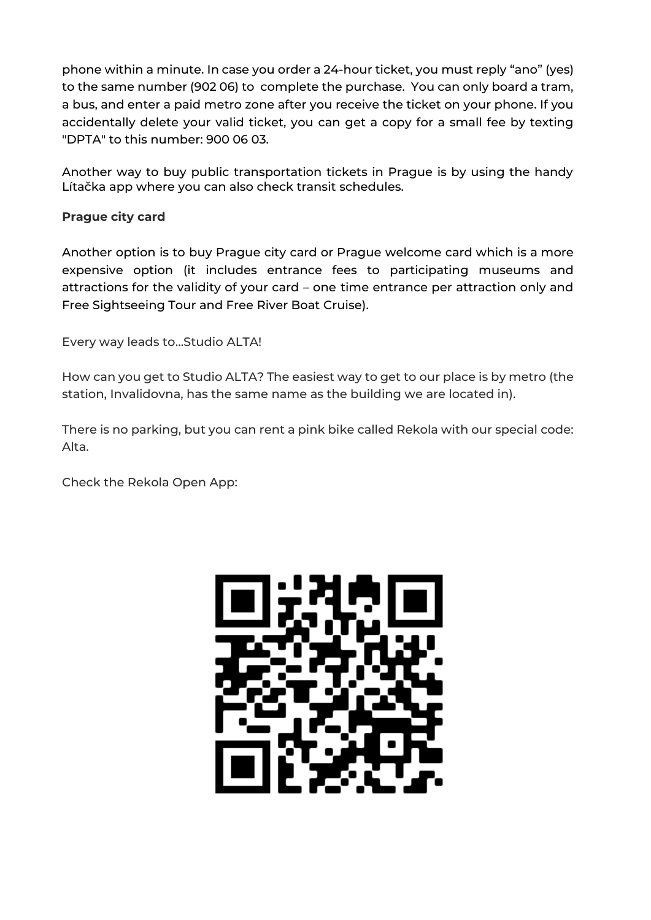phone within a minute. In case you order a 24-hour ticket, you must reply “ano” (yes) to the same number (902 06) to complete the purchase. You can only board a tram, a bus, and enter a paid metro zone after you receive the ticket on your phone. If you accidentally delete your valid ticket, you can get a copy for a small fee by texting "DPTA" to this number: 900 06 03.

Another way to buy public transportation tickets in Prague is by using the handy Lítačka app where you can also check transit schedules.

**Prague city card**

Another option is to buy Prague city card or Prague welcome card which is a more expensive option (it includes entrance fees to participating museums and attractions for the validity of your card – one time entrance per attraction only and Free Sightseeing Tour and Free River Boat Cruise).

Every way leads to...Studio ALTA!

How can you get to Studio ALTA? The easiest way to get to our place is by metro (the station, Invalidovna, has the same name as the building we are located in).

There is no parking, but you can rent a pink bike called Rekola with our special code: Alta.

Check the Rekola Open App: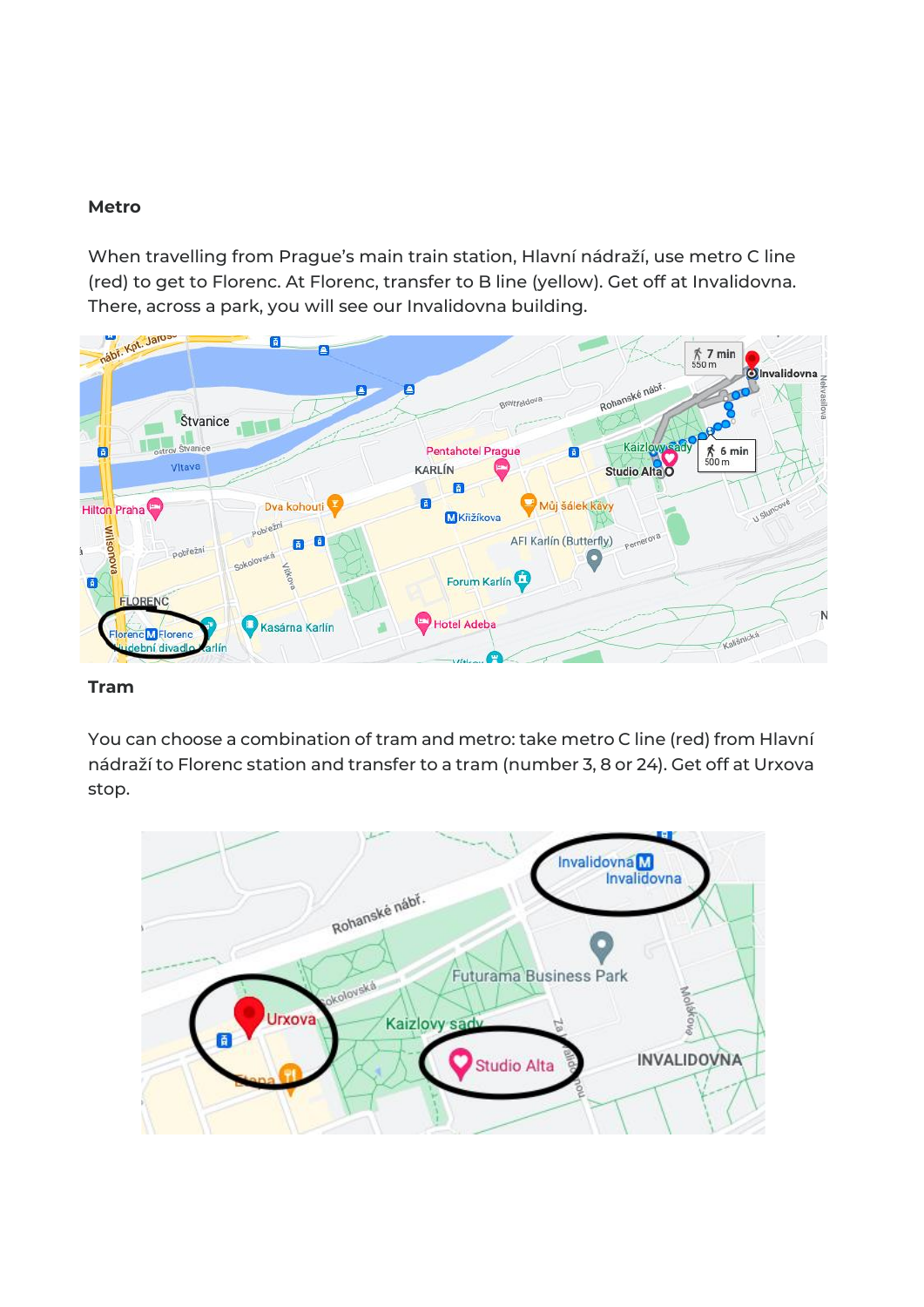### Metro

When travelling from Prague's main train station, Hlavní nádraží, use metro C line (red) to get to Florenc. At Florenc, transfer to B line (yellow). Get off at Invalidovna. There, across a park, you will see our Invalidovna building.

### Tram

You can choose a combination of tram and metro: take metro C line (red) from Hlavní nádraží to Florenc station and transfer to a tram (number 3, 8 or 24). Get off at Urxova stop.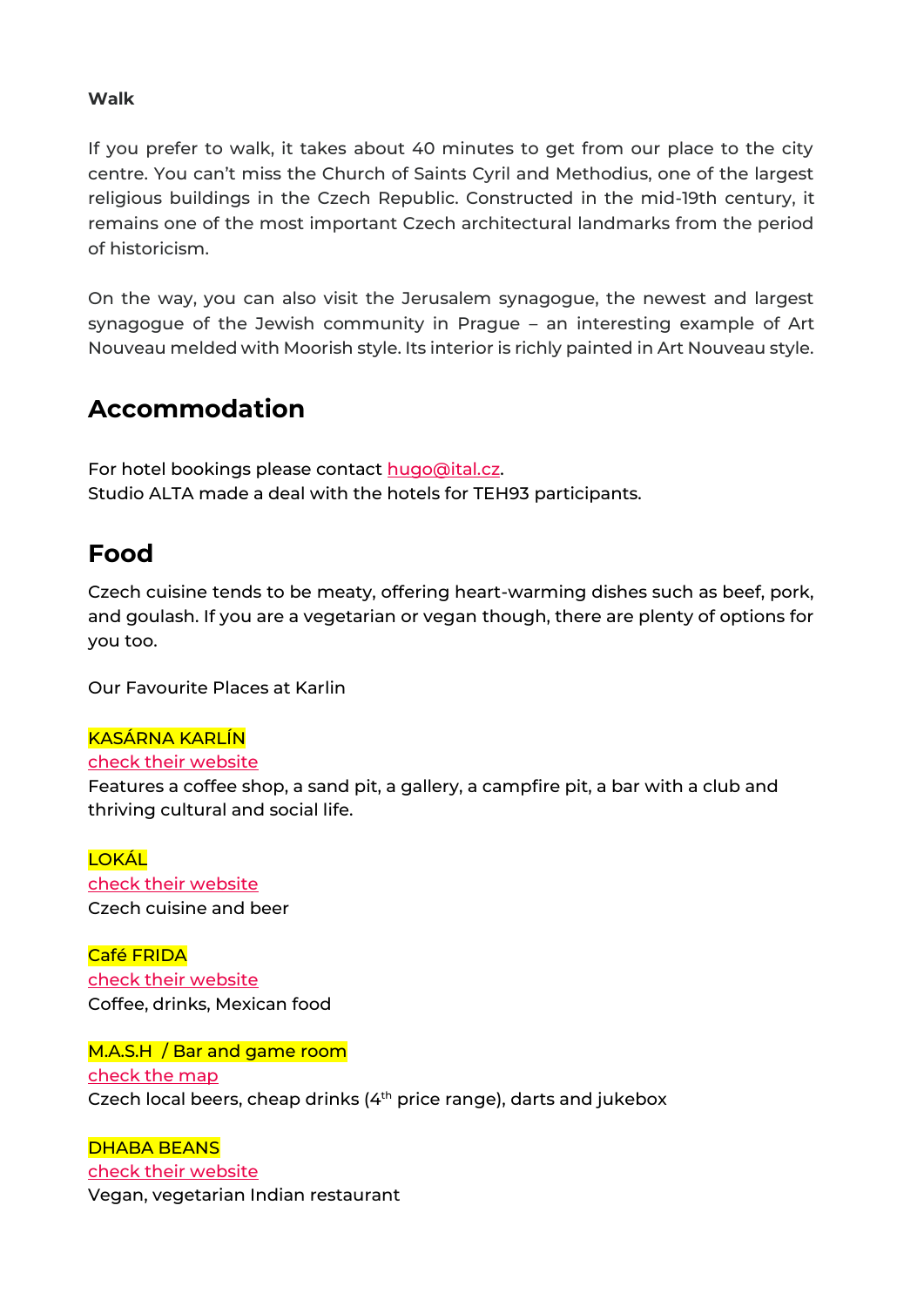**Walk**

If you prefer to walk, it takes about 40 minutes to get from our place to the city centre. You can't miss the Church of Saints Cyril and Methodius, one of the largest religious buildings in the Czech Republic. Constructed in the mid-19th century, it remains one of the most important Czech architectural landmarks from the period of historicism.

On the way, you can also visit the Jerusalem synagogue, the newest and largest synagogue of the Jewish community in Prague – an interesting example of Art Nouveau melded with Moorish style. Its interior is richly painted in Art Nouveau style.

## Accommodation

For hotel bookings please contact hugo@ital.cz.
Studio ALTA made a deal with the hotels for TEH93 participants.

## Food

Czech cuisine tends to be meaty, offering heart-warming dishes such as beef, pork, and goulash. If you are a vegetarian or vegan though, there are plenty of options for you too.

Our Favourite Places at Karlin

KASÁRNA KARLÍN
check their website
Features a coffee shop, a sand pit, a gallery, a campfire pit, a bar with a club and thriving cultural and social life.

LOKÁL
check their website
Czech cuisine and beer

Café FRIDA
check their website
Coffee, drinks, Mexican food

M.A.S.H / Bar and game room
check the map
Czech local beers, cheap drinks (4th price range), darts and jukebox

DHABA BEANS
check their website
Vegan, vegetarian Indian restaurant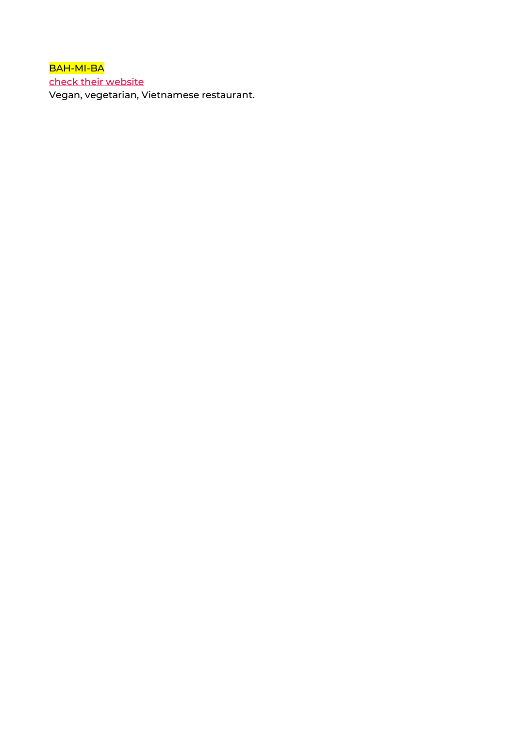BAH-MI-BA

check their website

Vegan, vegetarian, Vietnamese restaurant.